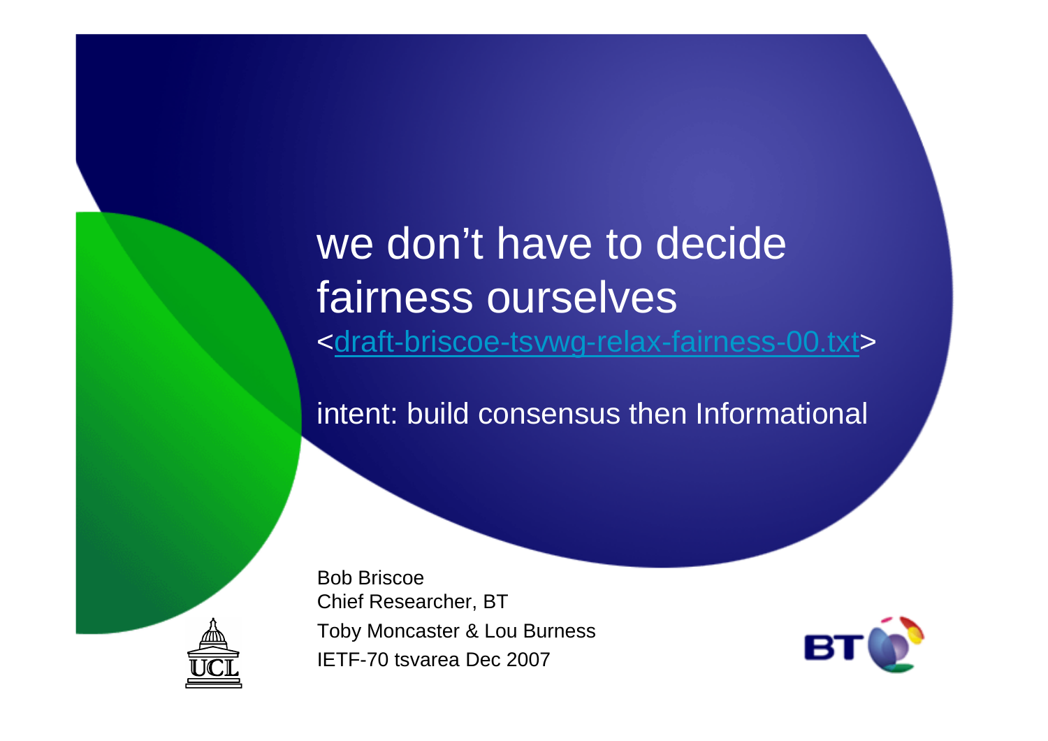# we don't have to decide fairness ourselves

<draft-briscoe-tsvwg-relax-fairness-00.txt>

intent: build consensus then Informational

Bob Briscoe
Chief Researcher, BT
Toby Moncaster & Lou Burness
IETF-70 tsvarea Dec 2007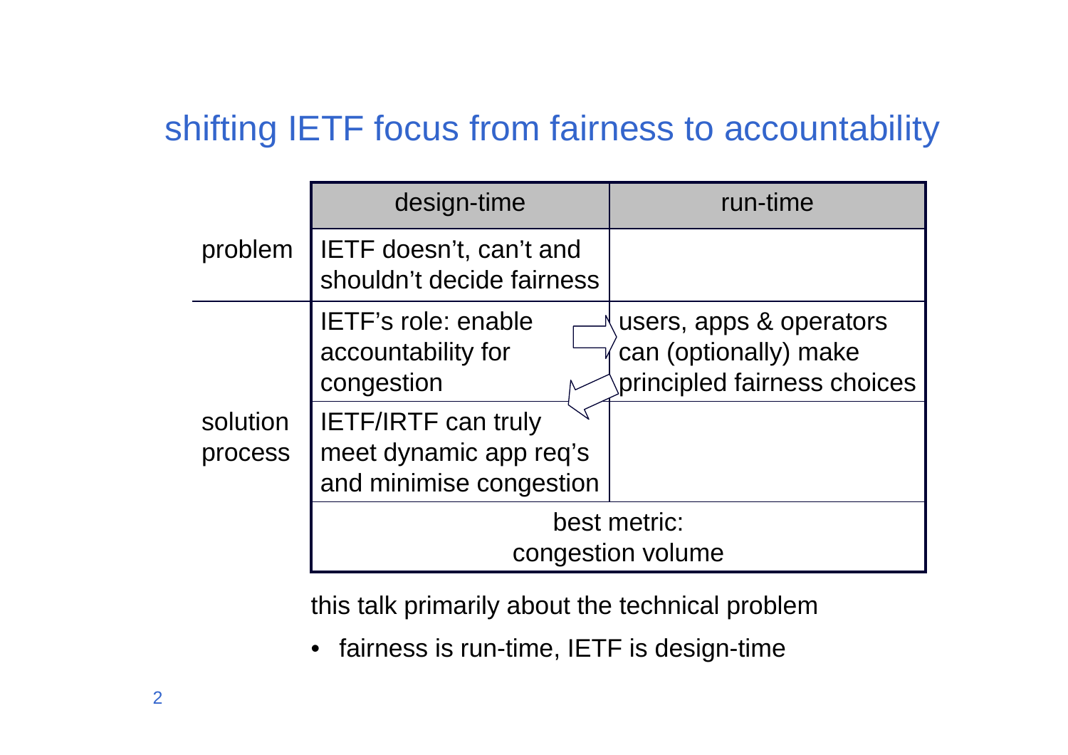## shifting IETF focus from fairness to accountability

| | design-time | run-time |
|---|---|---|
| problem | IETF doesn't, can't and shouldn't decide fairness | |
| solution process | IETF's role: enable accountability for congestion | users, apps & operators can (optionally) make principled fairness choices |
| | IETF/IRTF can truly meet dynamic app req's and minimise congestion | |
| | best metric: congestion volume | |

this talk primarily about the technical problem

- fairness is run-time, IETF is design-time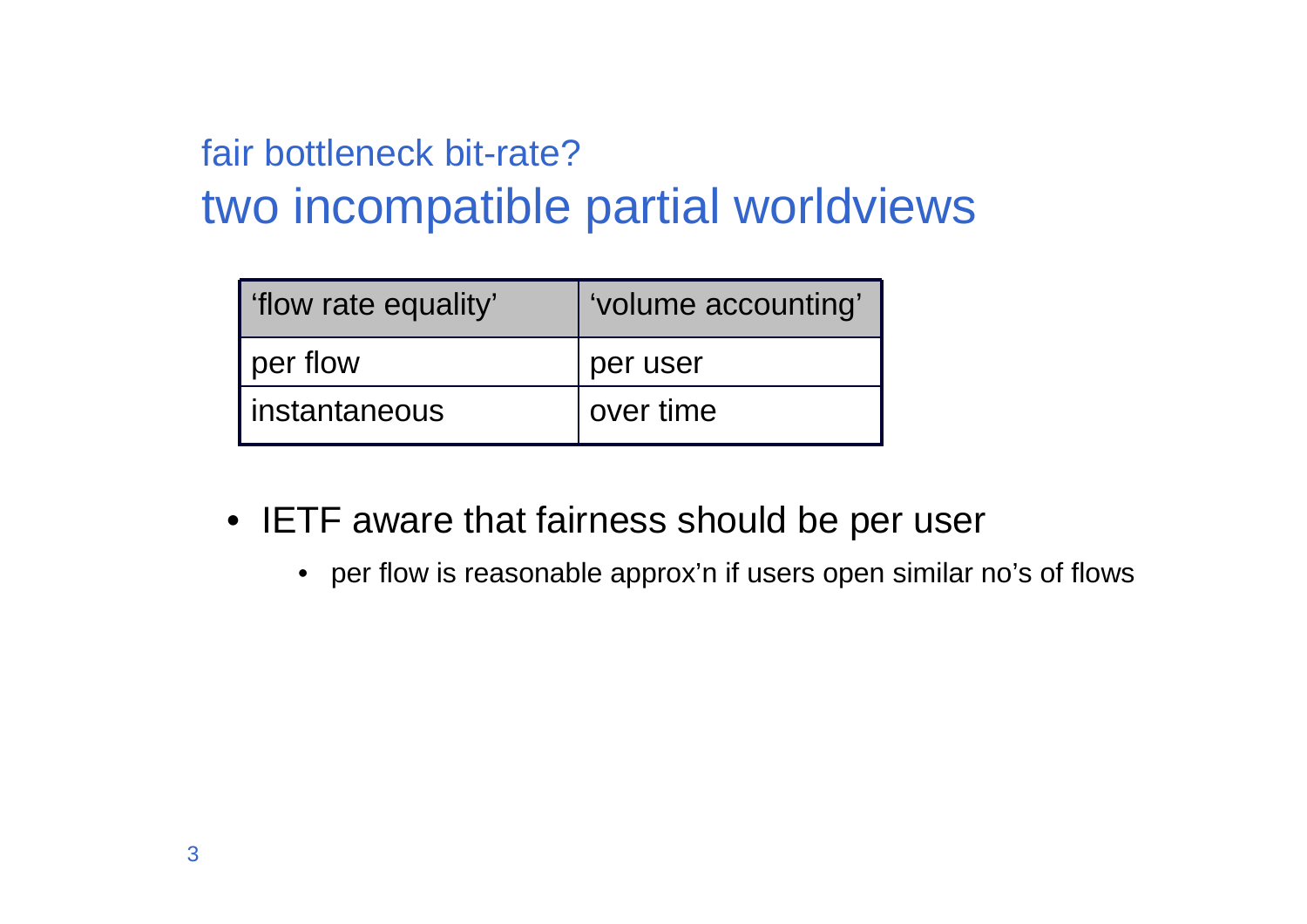## fair bottleneck bit-rate?

# two incompatible partial worldviews

| ‘flow rate equality’ | ‘volume accounting’ |
| --- | --- |
| per flow | per user |
| instantaneous | over time |

- IETF aware that fairness should be per user
  - per flow is reasonable approx’n if users open similar no’s of flows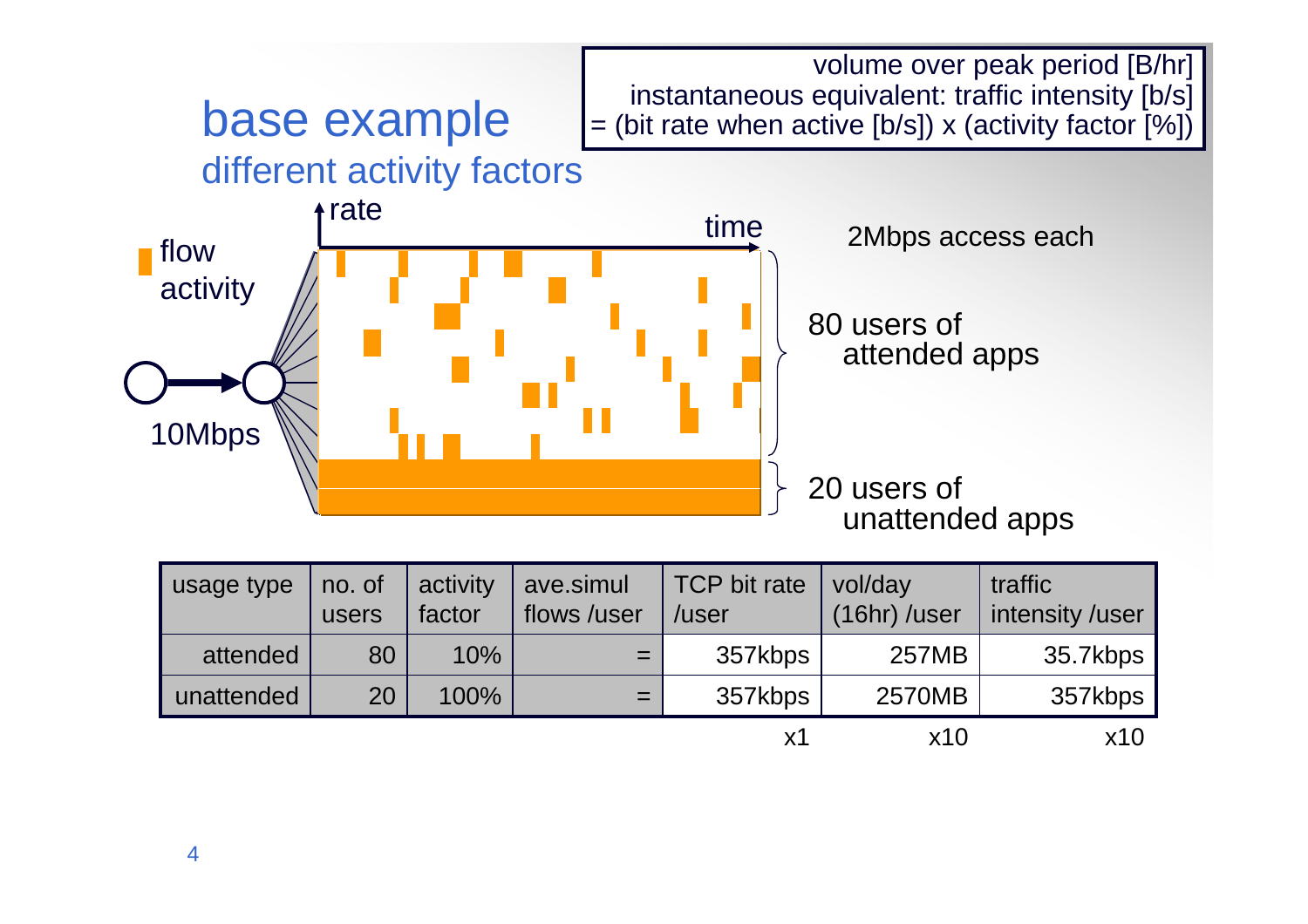# base example

## different activity factors

volume over peak period [B/hr]
instantaneous equivalent: traffic intensity [b/s]
= (bit rate when active [b/s]) x (activity factor [%])

flow activity

rate

time

10Mbps

2Mbps access each

80 users of attended apps

20 users of unattended apps

| usage type | no. of users | activity factor | ave.simul flows /user | TCP bit rate /user | vol/day (16hr) /user | traffic intensity /user |
|---|---|---|---|---|---|---|
| attended | 80 | 10% | = | 357kbps | 257MB | 35.7kbps |
| unattended | 20 | 100% | = | 357kbps | 2570MB | 357kbps |
| | | | | x1 | x10 | x10 |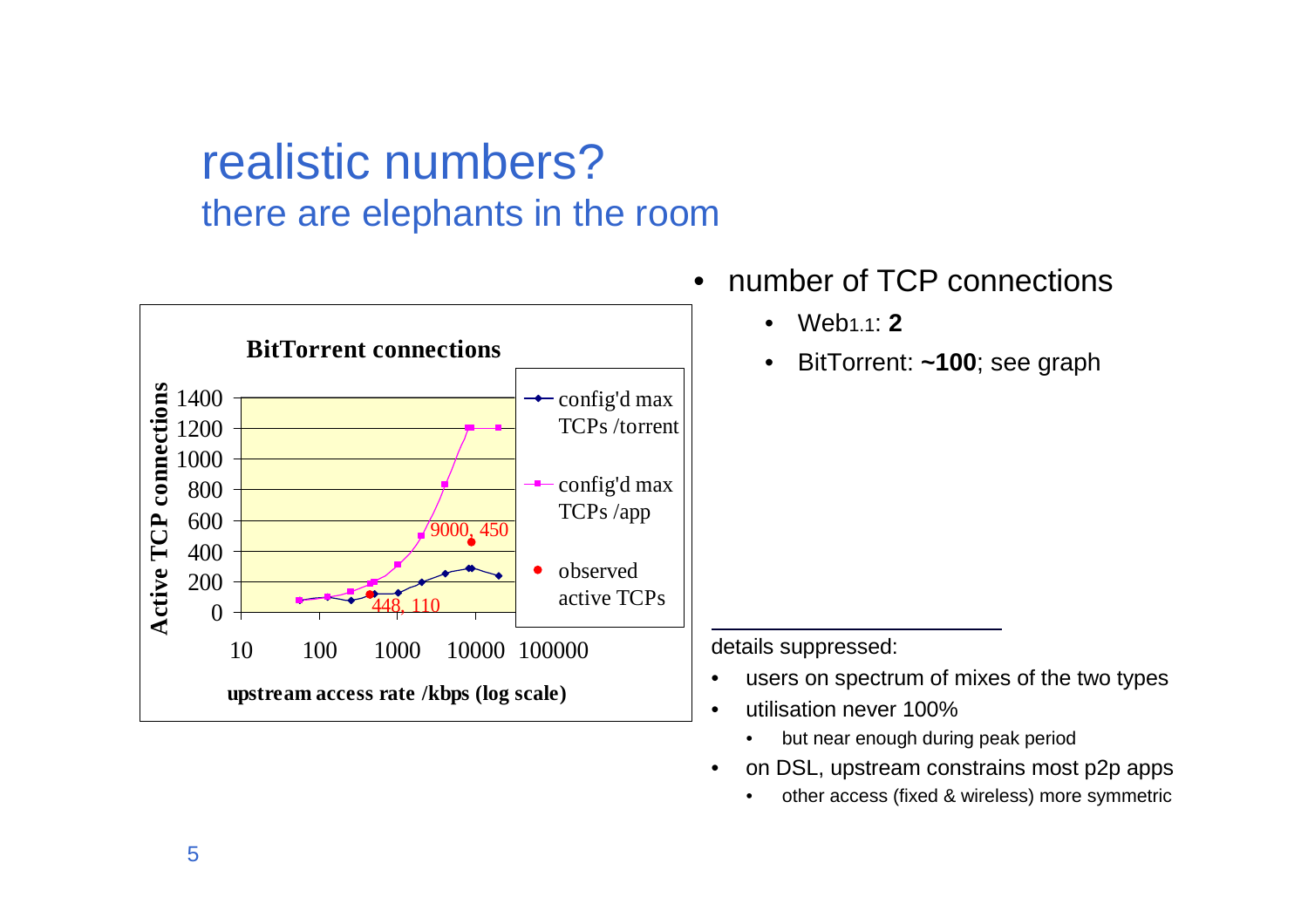# realistic numbers?

## there are elephants in the room

**BitTorrent connections**

Active TCP connections (0–1400) vs. upstream access rate /kbps (log scale) (10–100000)

- config'd max TCPs /torrent
- config'd max TCPs /app
- observed active TCPs

448, 110

9000, 450

- number of TCP connections
  - Web1.1: **2**
  - BitTorrent: **~100**; see graph

---

details suppressed:

- users on spectrum of mixes of the two types
- utilisation never 100%
  - but near enough during peak period
- on DSL, upstream constrains most p2p apps
  - other access (fixed & wireless) more symmetric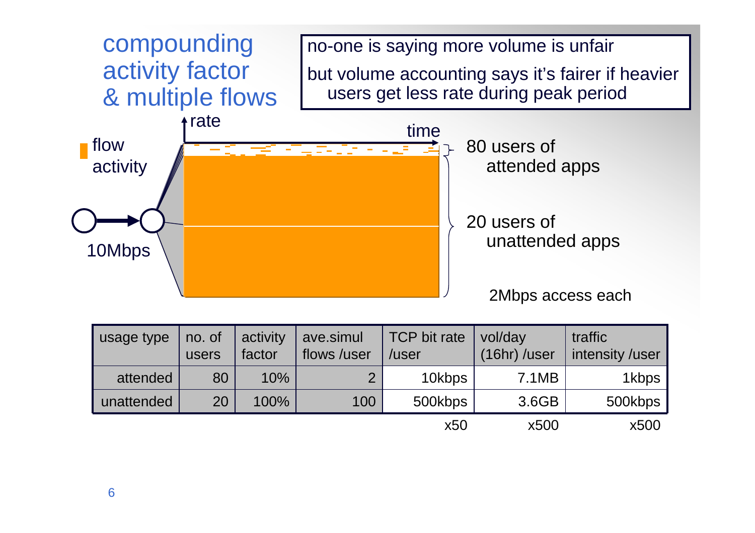# compounding activity factor & multiple flows

no-one is saying more volume is unfair

but volume accounting says it's fairer if heavier users get less rate during peak period

rate

time

flow activity

10Mbps

80 users of attended apps

20 users of unattended apps

2Mbps access each

| usage type | no. of users | activity factor | ave.simul flows /user | TCP bit rate /user | vol/day (16hr) /user | traffic intensity /user |
|---|---|---|---|---|---|---|
| attended | 80 | 10% | 2 | 10kbps | 7.1MB | 1kbps |
| unattended | 20 | 100% | 100 | 500kbps | 3.6GB | 500kbps |
| | | | | x50 | x500 | x500 |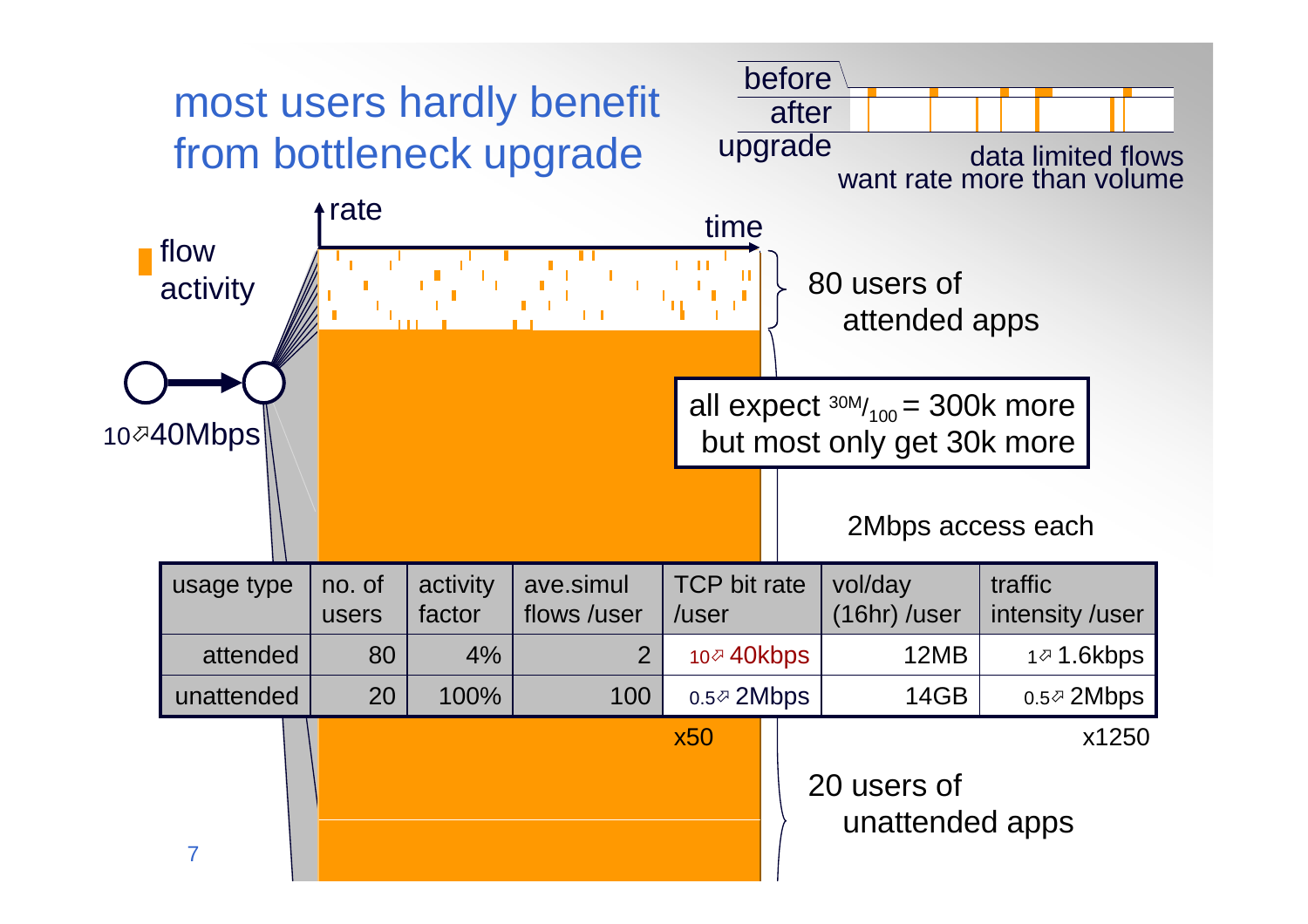# most users hardly benefit from bottleneck upgrade

before / after upgrade

data limited flows want rate more than volume

rate — time

flow activity

10↗40Mbps

80 users of attended apps

all expect $^{30M}/_{100}$ = 300k more but most only get 30k more

2Mbps access each

| usage type | no. of users | activity factor | ave.simul flows /user | TCP bit rate /user | vol/day (16hr) /user | traffic intensity /user |
|---|---|---|---|---|---|---|
| attended | 80 | 4% | 2 | 10↗ 40kbps | 12MB | 1↗ 1.6kbps |
| unattended | 20 | 100% | 100 | 0.5↗ 2Mbps | 14GB | 0.5↗ 2Mbps |
| | | | | x50 | | x1250 |

20 users of unattended apps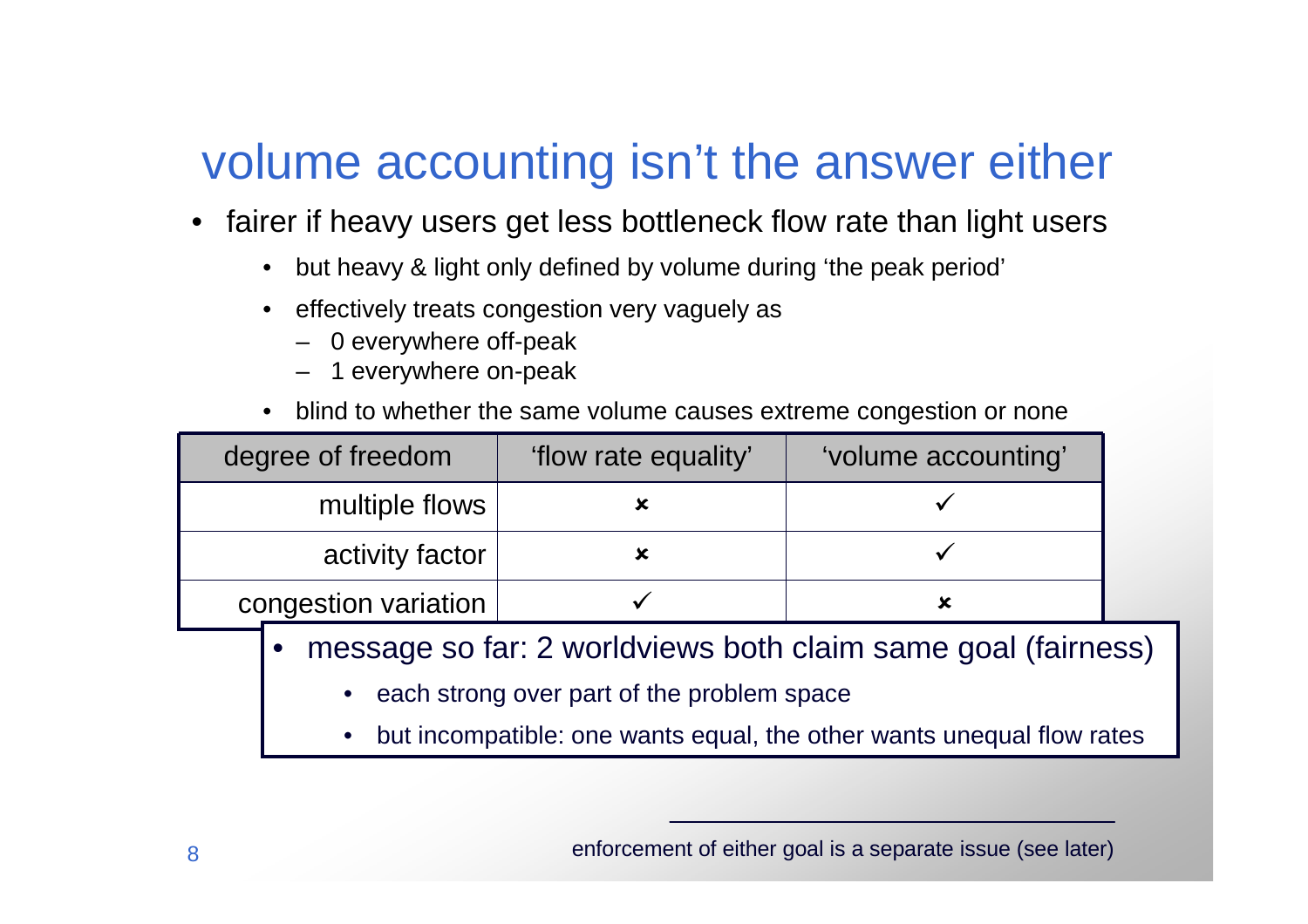# volume accounting isn't the answer either

- fairer if heavy users get less bottleneck flow rate than light users
  - but heavy & light only defined by volume during 'the peak period'
  - effectively treats congestion very vaguely as
    - 0 everywhere off-peak
    - 1 everywhere on-peak
  - blind to whether the same volume causes extreme congestion or none

| degree of freedom | 'flow rate equality' | 'volume accounting' |
| --- | --- | --- |
| multiple flows | ✗ | ✓ |
| activity factor | ✗ | ✓ |
| congestion variation | ✓ | ✗ |

- message so far: 2 worldviews both claim same goal (fairness)
  - each strong over part of the problem space
  - but incompatible: one wants equal, the other wants unequal flow rates

enforcement of either goal is a separate issue (see later)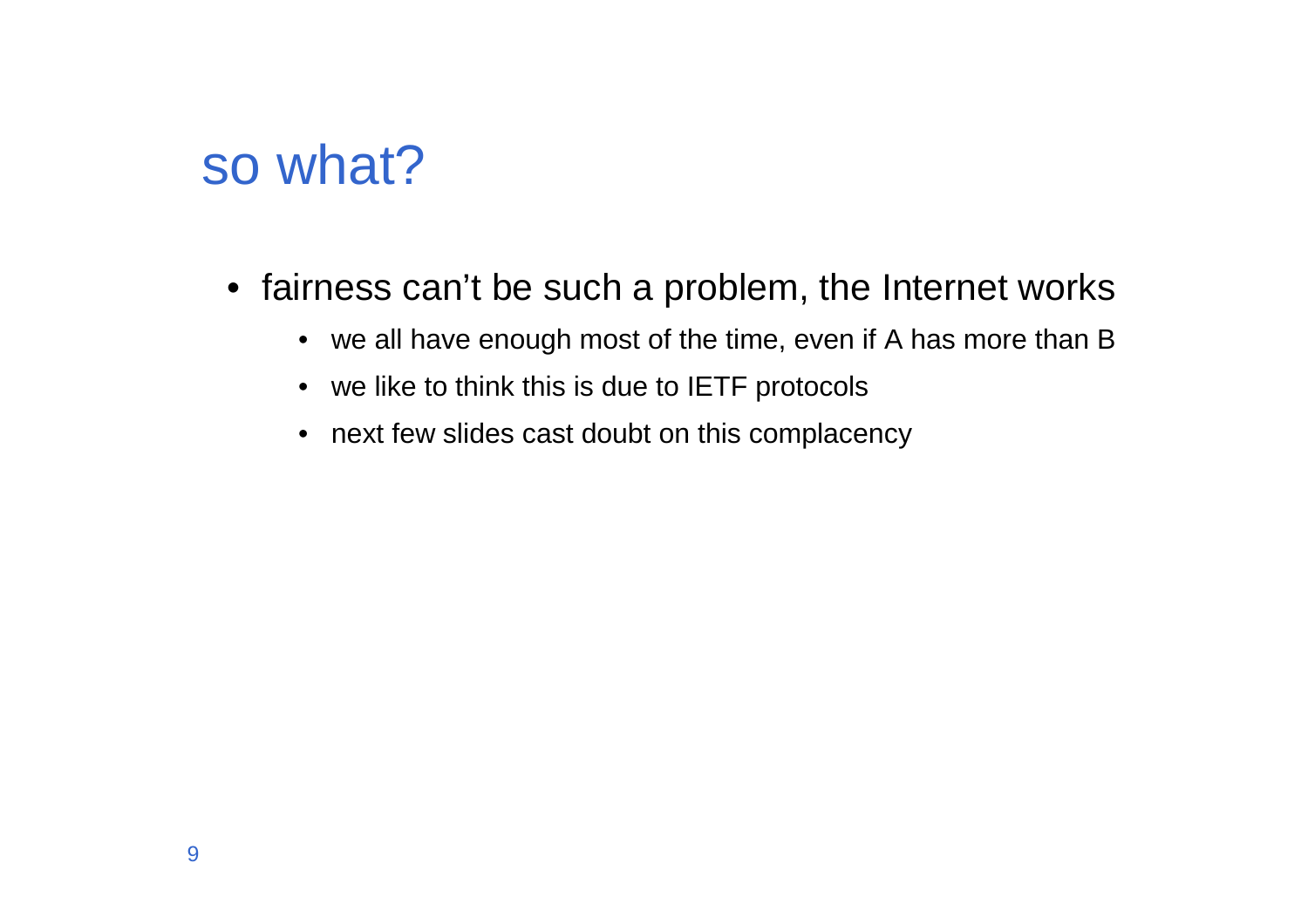# so what?

- fairness can't be such a problem, the Internet works
  - we all have enough most of the time, even if A has more than B
  - we like to think this is due to IETF protocols
  - next few slides cast doubt on this complacency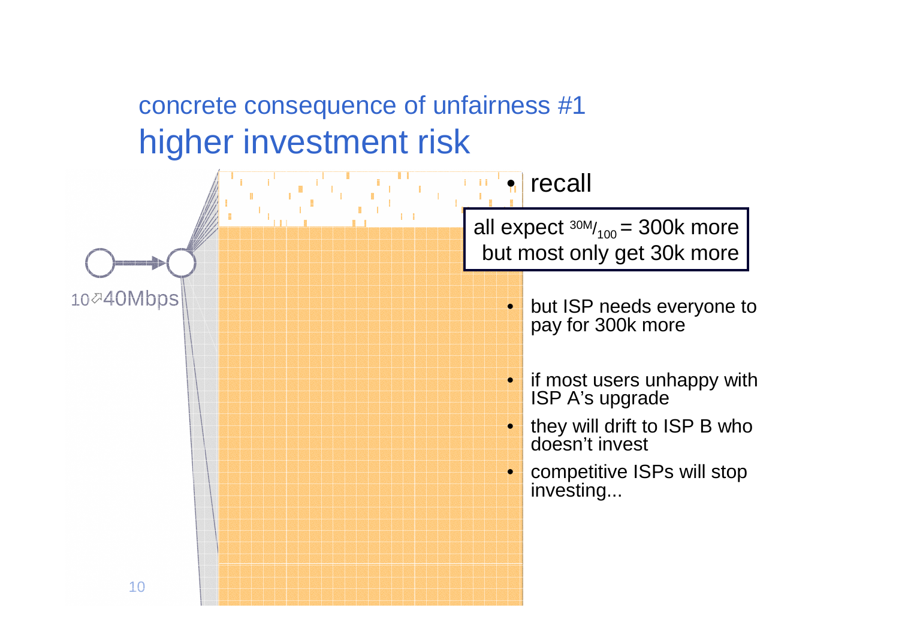## concrete consequence of unfairness #1

# higher investment risk

10↗40Mbps

- recall

**all expect $^{30M}/_{100}$ = 300k more but most only get 30k more**

- but ISP needs everyone to pay for 300k more
- if most users unhappy with ISP A's upgrade
- they will drift to ISP B who doesn't invest
- competitive ISPs will stop investing...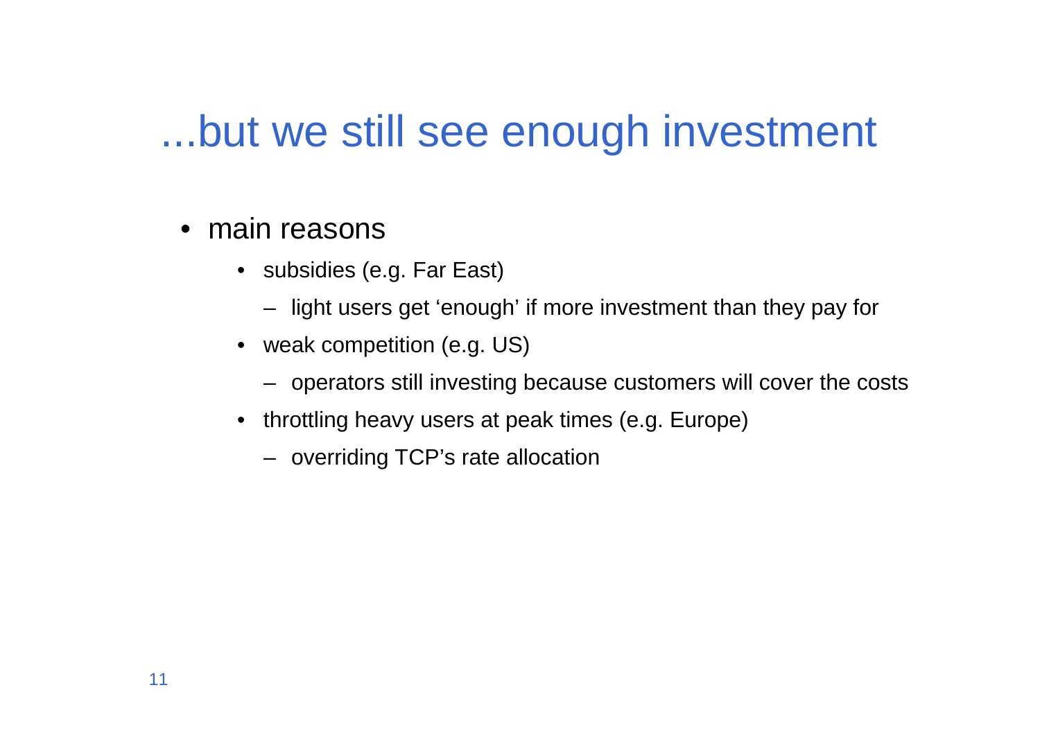# ...but we still see enough investment

- main reasons
  - subsidies (e.g. Far East)
    - light users get ‘enough’ if more investment than they pay for
  - weak competition (e.g. US)
    - operators still investing because customers will cover the costs
  - throttling heavy users at peak times (e.g. Europe)
    - overriding TCP’s rate allocation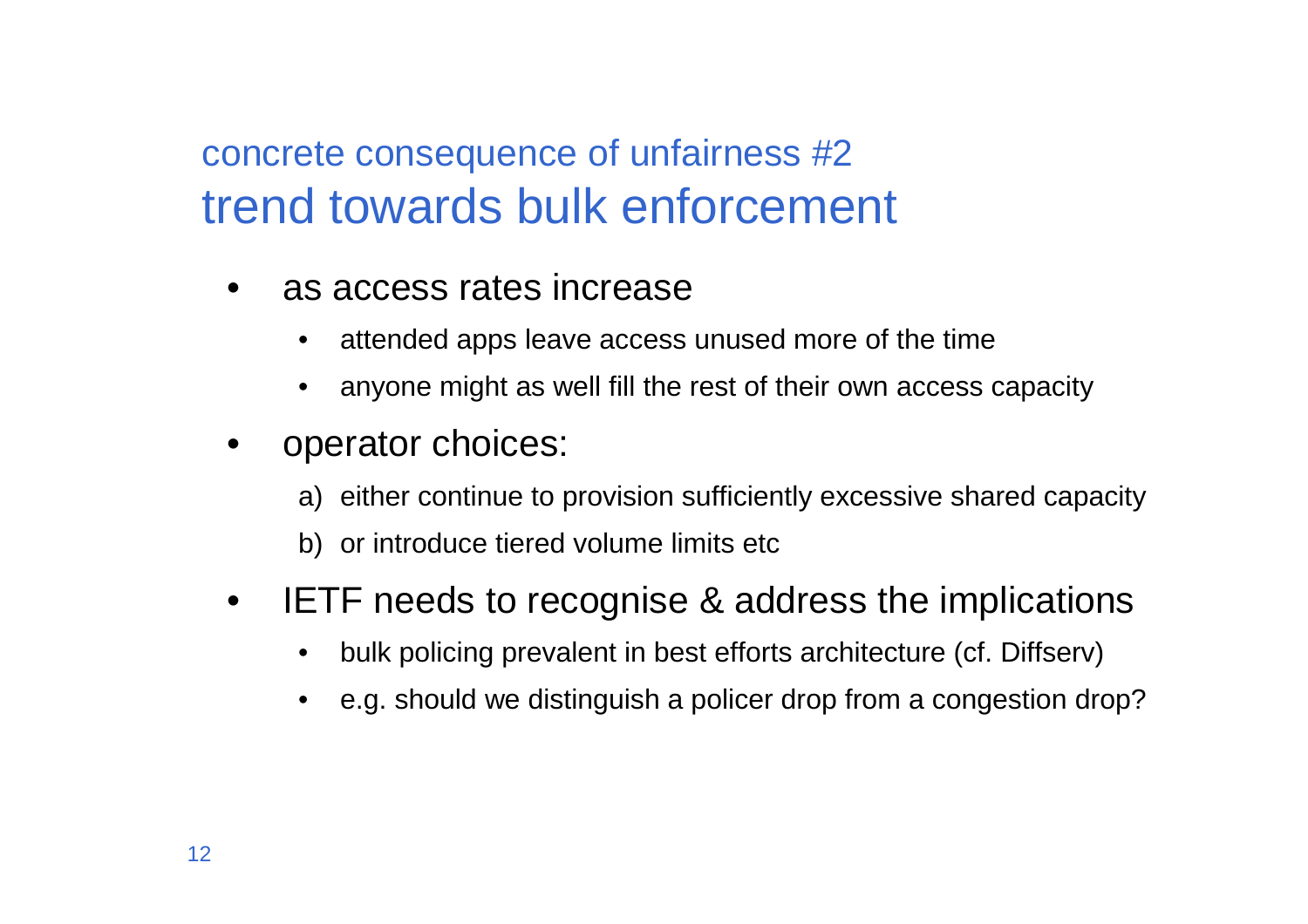concrete consequence of unfairness #2

# trend towards bulk enforcement

- as access rates increase
  - attended apps leave access unused more of the time
  - anyone might as well fill the rest of their own access capacity
- operator choices:
  a) either continue to provision sufficiently excessive shared capacity
  b) or introduce tiered volume limits etc
- IETF needs to recognise & address the implications
  - bulk policing prevalent in best efforts architecture (cf. Diffserv)
  - e.g. should we distinguish a policer drop from a congestion drop?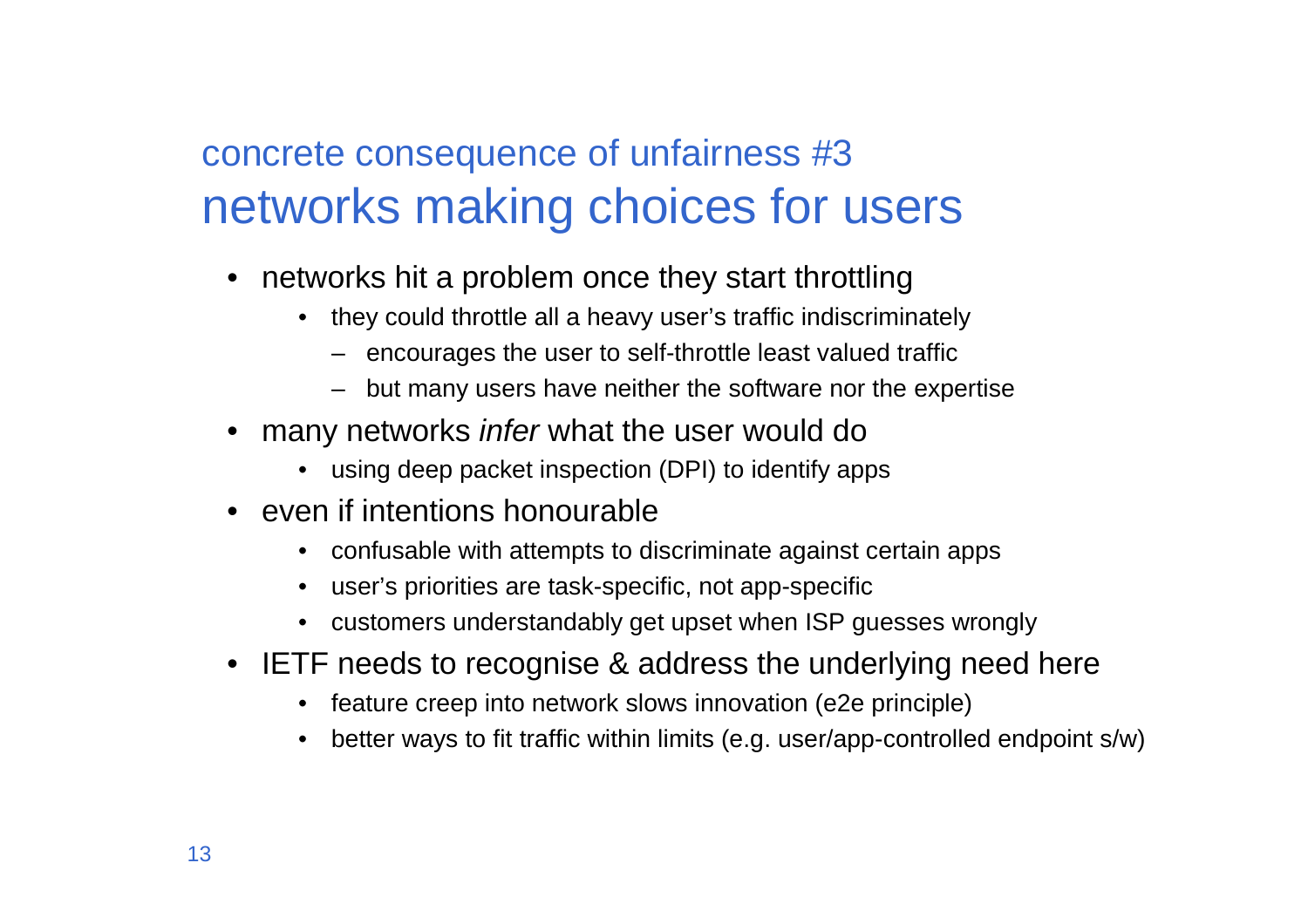## concrete consequence of unfairness #3

# networks making choices for users

- networks hit a problem once they start throttling
  - they could throttle all a heavy user's traffic indiscriminately
    - encourages the user to self-throttle least valued traffic
    - but many users have neither the software nor the expertise
- many networks *infer* what the user would do
  - using deep packet inspection (DPI) to identify apps
- even if intentions honourable
  - confusable with attempts to discriminate against certain apps
  - user's priorities are task-specific, not app-specific
  - customers understandably get upset when ISP guesses wrongly
- IETF needs to recognise & address the underlying need here
  - feature creep into network slows innovation (e2e principle)
  - better ways to fit traffic within limits (e.g. user/app-controlled endpoint s/w)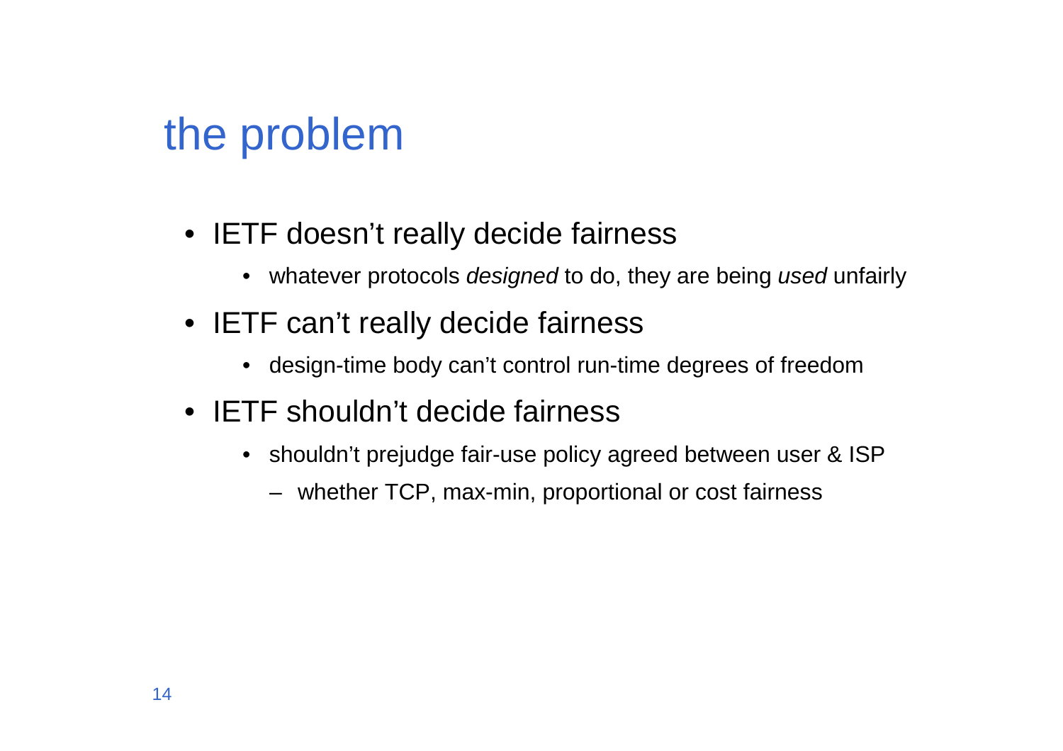# the problem

- IETF doesn't really decide fairness
  - whatever protocols *designed* to do, they are being *used* unfairly
- IETF can't really decide fairness
  - design-time body can't control run-time degrees of freedom
- IETF shouldn't decide fairness
  - shouldn't prejudge fair-use policy agreed between user & ISP
    - whether TCP, max-min, proportional or cost fairness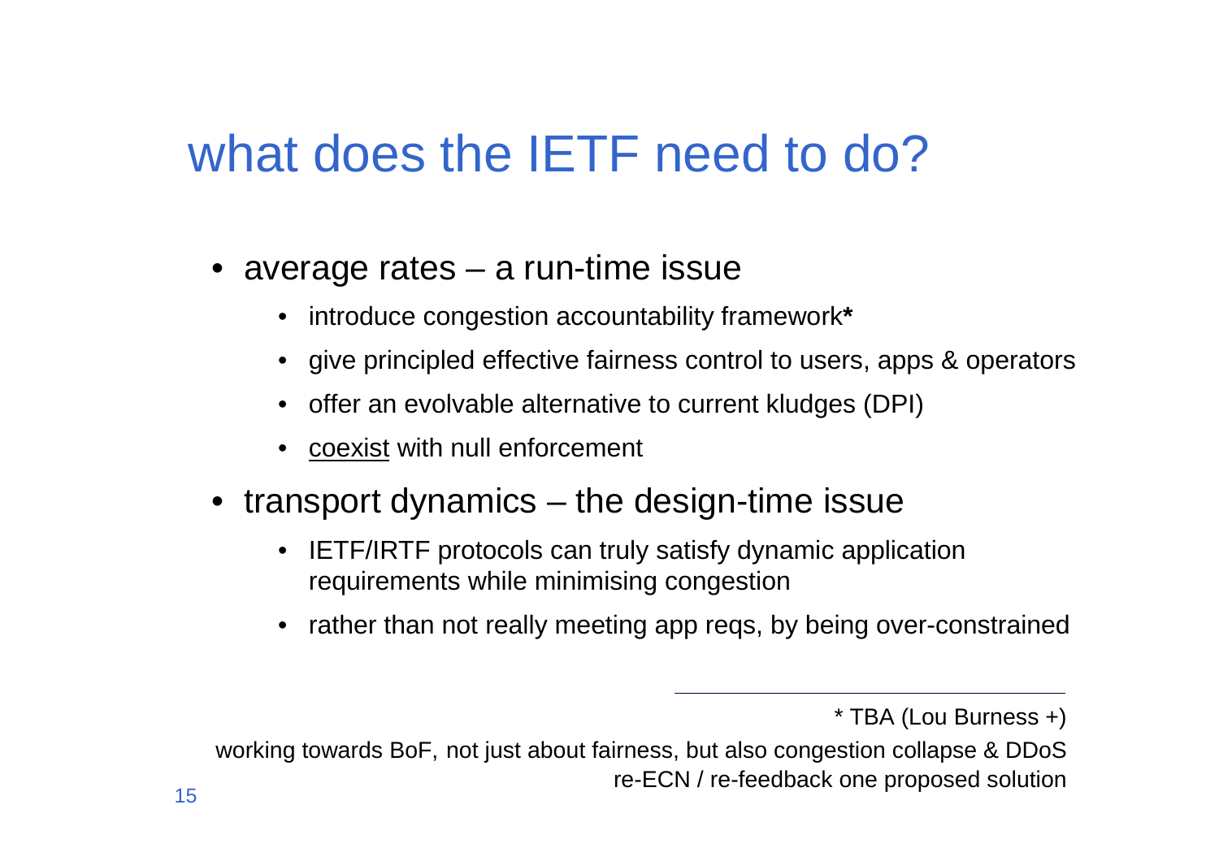# what does the IETF need to do?

- average rates – a run-time issue
  - introduce congestion accountability framework**\***
  - give principled effective fairness control to users, apps & operators
  - offer an evolvable alternative to current kludges (DPI)
  - <u>coexist</u> with null enforcement
- transport dynamics – the design-time issue
  - IETF/IRTF protocols can truly satisfy dynamic application requirements while minimising congestion
  - rather than not really meeting app reqs, by being over-constrained

---

\* TBA (Lou Burness +)

working towards BoF, not just about fairness, but also congestion collapse & DDoS
re-ECN / re-feedback one proposed solution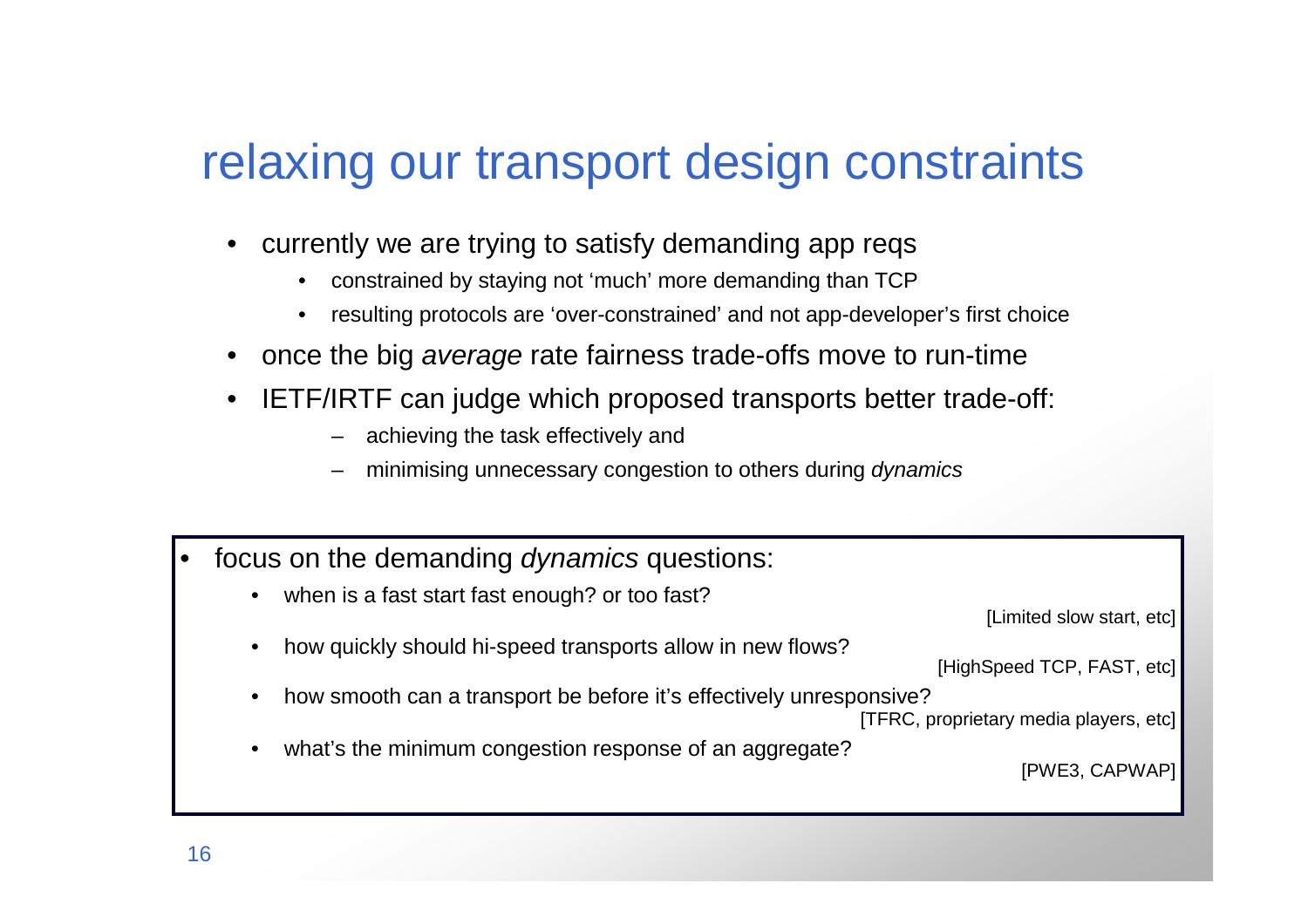# relaxing our transport design constraints

- currently we are trying to satisfy demanding app reqs
  - constrained by staying not 'much' more demanding than TCP
  - resulting protocols are 'over-constrained' and not app-developer's first choice
- once the big *average* rate fairness trade-offs move to run-time
- IETF/IRTF can judge which proposed transports better trade-off:
  - achieving the task effectively and
  - minimising unnecessary congestion to others during *dynamics*

- focus on the demanding *dynamics* questions:
  - when is a fast start fast enough? or too fast? [Limited slow start, etc]
  - how quickly should hi-speed transports allow in new flows? [HighSpeed TCP, FAST, etc]
  - how smooth can a transport be before it's effectively unresponsive? [TFRC, proprietary media players, etc]
  - what's the minimum congestion response of an aggregate? [PWE3, CAPWAP]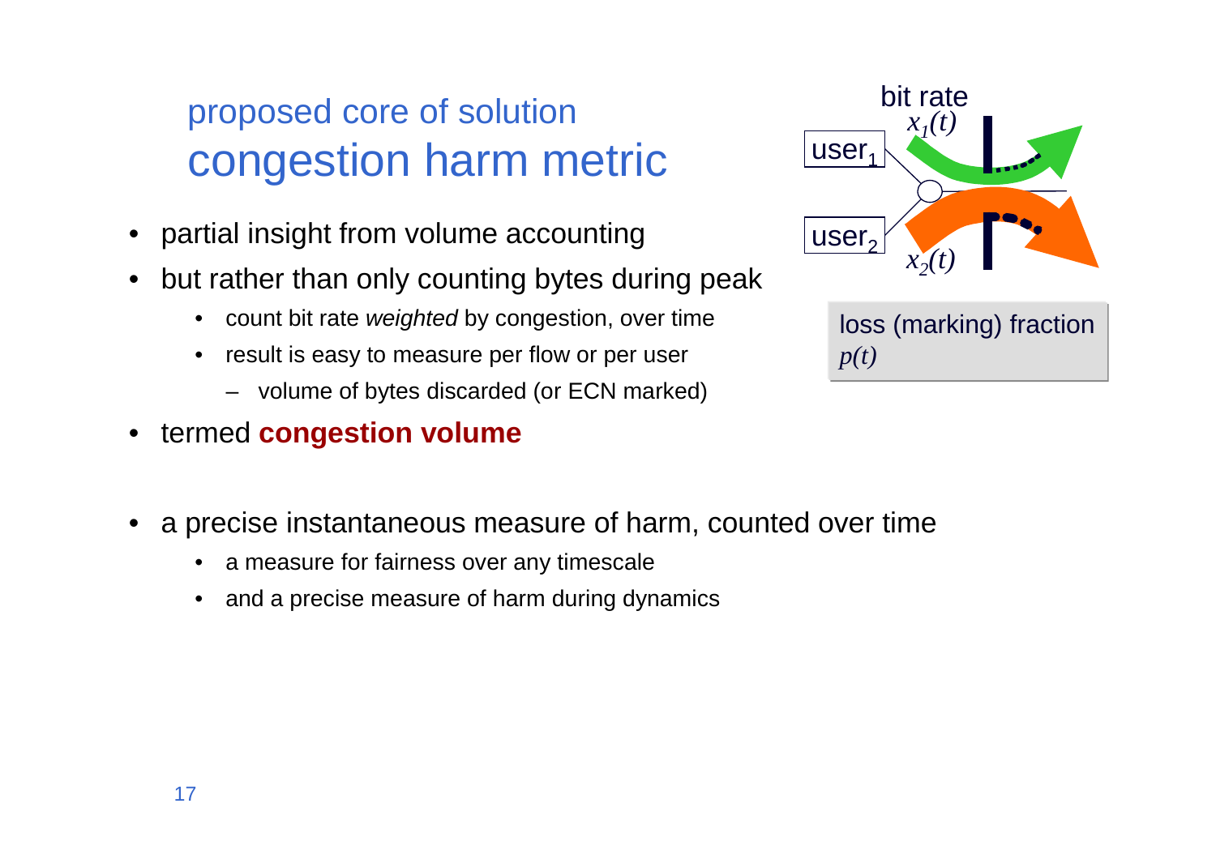## proposed core of solution

# congestion harm metric

- partial insight from volume accounting
- but rather than only counting bytes during peak
  - count bit rate *weighted* by congestion, over time
  - result is easy to measure per flow or per user
    - volume of bytes discarded (or ECN marked)
- termed **congestion volume**

bit rate $x_1(t)$

user$_1$

user$_2$

$x_2(t)$

loss (marking) fraction $p(t)$

- a precise instantaneous measure of harm, counted over time
  - a measure for fairness over any timescale
  - and a precise measure of harm during dynamics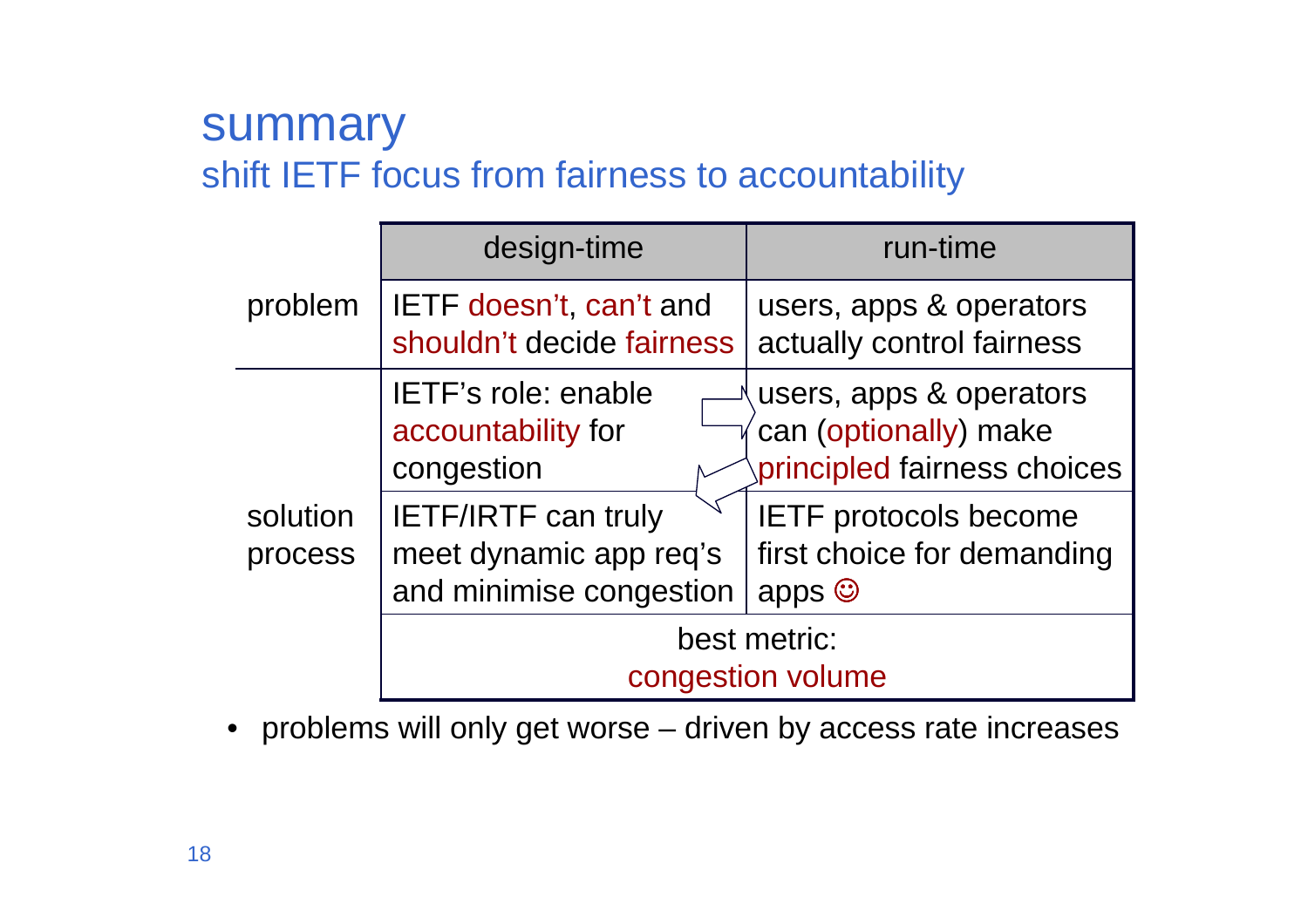# summary

## shift IETF focus from fairness to accountability

| | design-time | run-time |
|---|---|---|
| problem | IETF doesn't, can't and shouldn't decide fairness | users, apps & operators actually control fairness |
| solution process | IETF's role: enable accountability for congestion | users, apps & operators can (optionally) make principled fairness choices |
| | IETF/IRTF can truly meet dynamic app req's and minimise congestion | IETF protocols become first choice for demanding apps ☺ |
| | best metric: congestion volume | |

- problems will only get worse – driven by access rate increases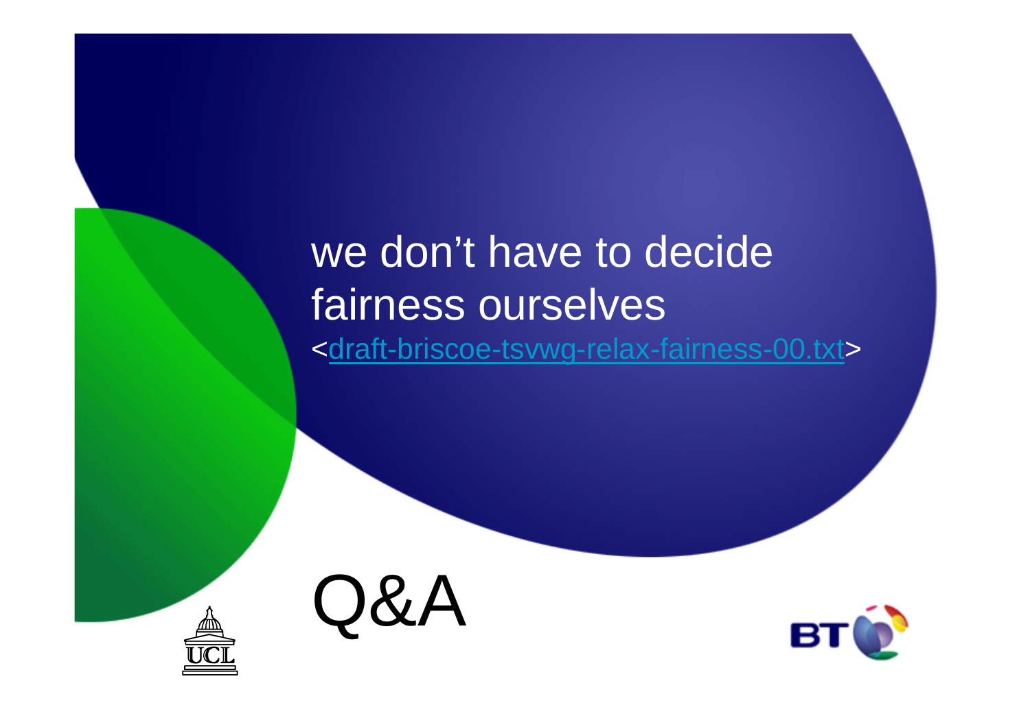# we don't have to decide fairness ourselves

<draft-briscoe-tsvwg-relax-fairness-00.txt>

# Q&A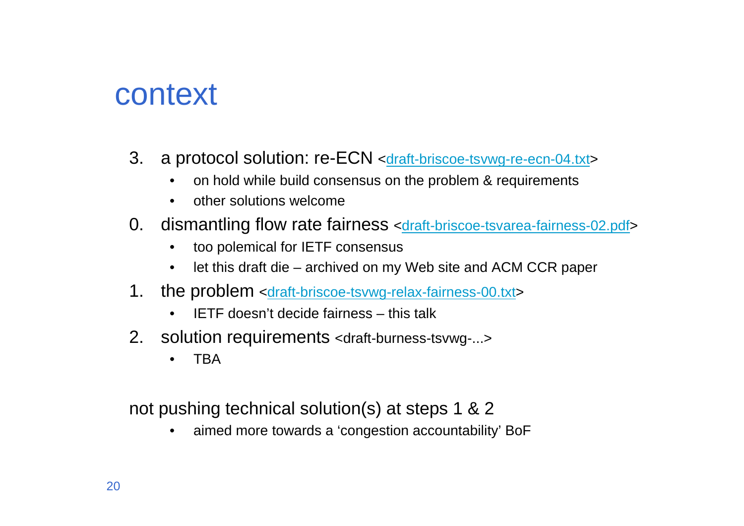# context

3. a protocol solution: re-ECN <draft-briscoe-tsvwg-re-ecn-04.txt>
   - on hold while build consensus on the problem & requirements
   - other solutions welcome

0. dismantling flow rate fairness <draft-briscoe-tsvarea-fairness-02.pdf>
   - too polemical for IETF consensus
   - let this draft die – archived on my Web site and ACM CCR paper

1. the problem <draft-briscoe-tsvwg-relax-fairness-00.txt>
   - IETF doesn't decide fairness – this talk

2. solution requirements <draft-burness-tsvwg-...>
   - TBA

not pushing technical solution(s) at steps 1 & 2

- aimed more towards a 'congestion accountability' BoF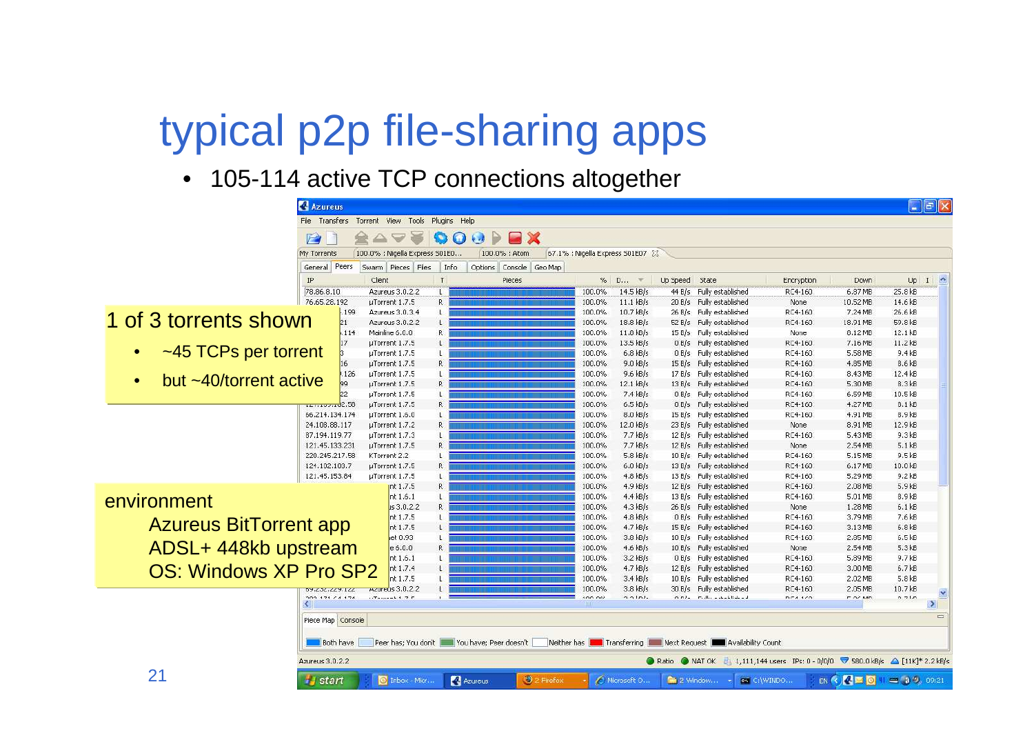# typical p2p file-sharing apps

- 105-114 active TCP connections altogether

1 of 3 torrents shown

- ~45 TCPs per torrent
- but ~40/torrent active

environment

- Azureus BitTorrent app
- ADSL+ 448kb upstream
- OS: Windows XP Pro SP2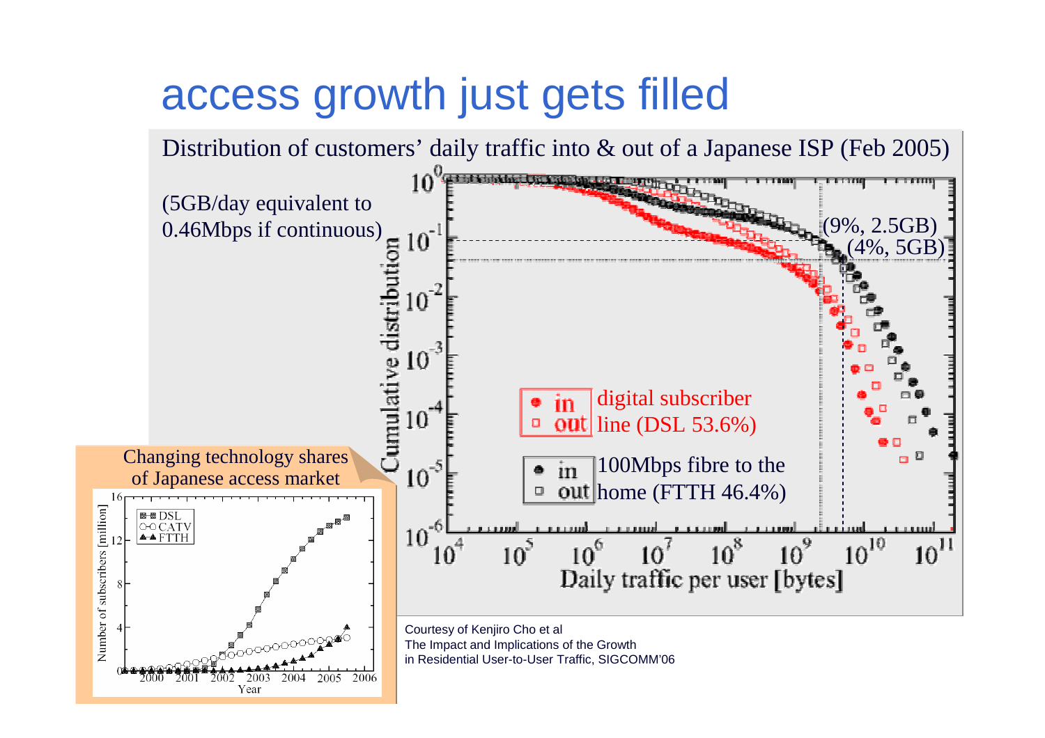# access growth just gets filled

Distribution of customers' daily traffic into & out of a Japanese ISP (Feb 2005)

(5GB/day equivalent to 0.46Mbps if continuous)

(9%, 2.5GB)

(4%, 5GB)

in / out — digital subscriber line (DSL 53.6%)

in / out — 100Mbps fibre to the home (FTTH 46.4%)

Cumulative distribution

Daily traffic per user [bytes]

Changing technology shares of Japanese access market

DSL, CATV, FTTH

Number of subscribers [million]

Year

Courtesy of Kenjiro Cho et al
The Impact and Implications of the Growth in Residential User-to-User Traffic, SIGCOMM'06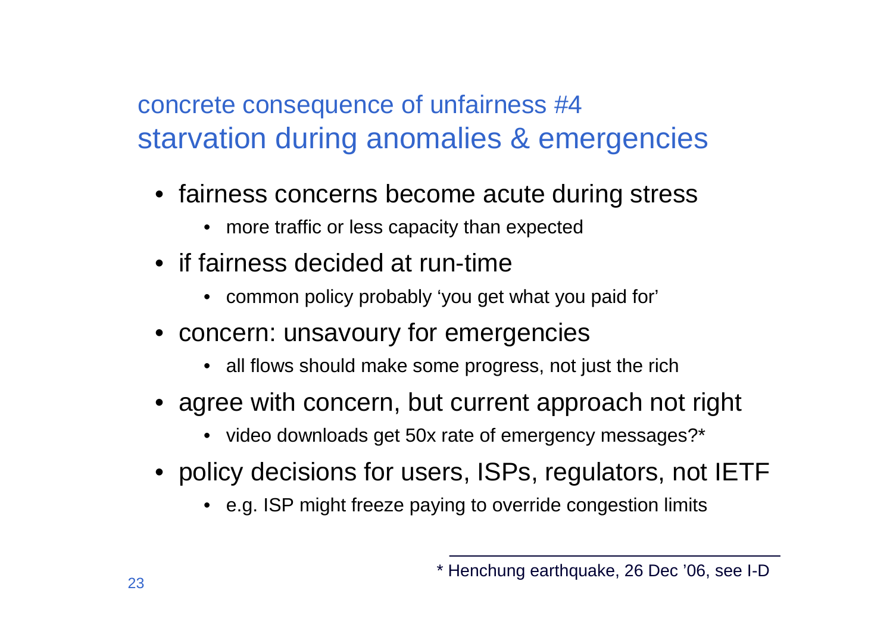## concrete consequence of unfairness #4
# starvation during anomalies & emergencies

- fairness concerns become acute during stress
  - more traffic or less capacity than expected
- if fairness decided at run-time
  - common policy probably ‘you get what you paid for’
- concern: unsavoury for emergencies
  - all flows should make some progress, not just the rich
- agree with concern, but current approach not right
  - video downloads get 50x rate of emergency messages?*
- policy decisions for users, ISPs, regulators, not IETF
  - e.g. ISP might freeze paying to override congestion limits

---

* Henchung earthquake, 26 Dec ’06, see I-D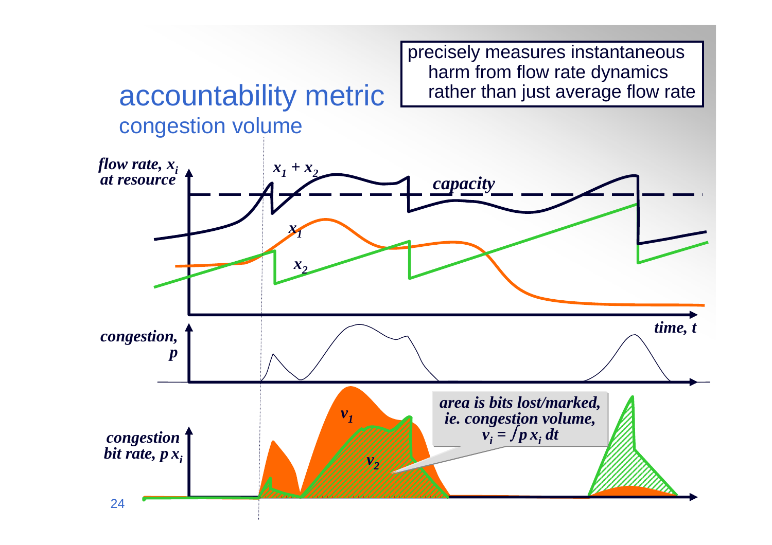# accountability metric

## congestion volume

precisely measures instantaneous harm from flow rate dynamics rather than just average flow rate

*flow rate, $x_i$ at resource*

$x_1 + x_2$

*capacity*

$x_1$

$x_2$

*time, t*

*congestion, p*

*congestion bit rate, $p\,x_i$*

$v_1$

$v_2$

*area is bits lost/marked, ie. congestion volume, $v_i = \int p\,x_i\,dt$*